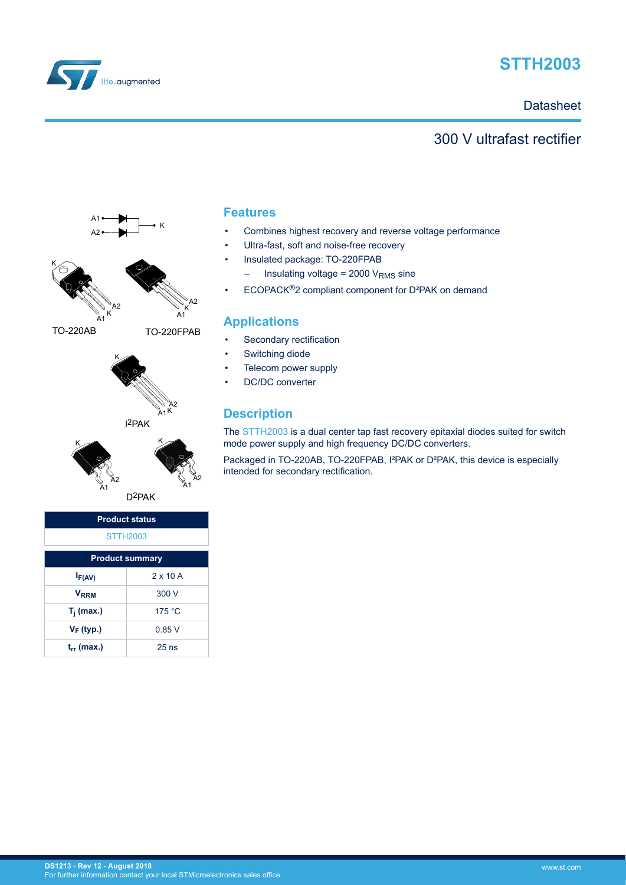# STTH2003

Datasheet

## 300 V ultrafast rectifier

TO-220AB

TO-220FPAB

I²PAK

D²PAK

| Product status |
|---|
| STTH2003 |

| Product summary | |
|---|---|
| $I_{F(AV)}$ | 2 x 10 A |
| $V_{RRM}$ | 300 V |
| $T_j$ (max.) | 175 °C |
| $V_F$ (typ.) | 0.85 V |
| $t_{rr}$ (max.) | 25 ns |

## Features

- Combines highest recovery and reverse voltage performance
- Ultra-fast, soft and noise-free recovery
- Insulated package: TO-220FPAB
  - Insulating voltage = 2000 $V_{RMS}$ sine
- ECOPACK®2 compliant component for D²PAK on demand

## Applications

- Secondary rectification
- Switching diode
- Telecom power supply
- DC/DC converter

## Description

The STTH2003 is a dual center tap fast recovery epitaxial diodes suited for switch mode power supply and high frequency DC/DC converters.

Packaged in TO-220AB, TO-220FPAB, I²PAK or D²PAK, this device is especially intended for secondary rectification.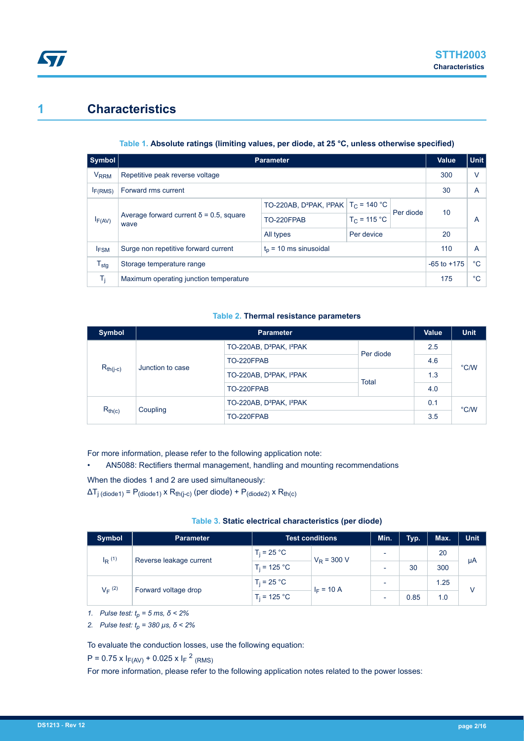# 1 Characteristics

**Table 1. Absolute ratings (limiting values, per diode, at 25 °C, unless otherwise specified)**

| Symbol | Parameter | | | | Value | Unit |
|---|---|---|---|---|---|---|
| $V_{RRM}$ | Repetitive peak reverse voltage | | | | 300 | V |
| $I_{F(RMS)}$ | Forward rms current | | | | 30 | A |
| $I_{F(AV)}$ | Average forward current δ = 0.5, square wave | TO-220AB, D²PAK, I²PAK | $T_C$ = 140 °C | Per diode | 10 | A |
| | | TO-220FPAB | $T_C$ = 115 °C | | | |
| | | All types | Per device | | 20 | |
| $I_{FSM}$ | Surge non repetitive forward current | $t_p$ = 10 ms sinusoidal | | | 110 | A |
| $T_{stg}$ | Storage temperature range | | | | -65 to +175 | °C |
| $T_j$ | Maximum operating junction temperature | | | | 175 | °C |

**Table 2. Thermal resistance parameters**

| Symbol | Parameter | | | Value | Unit |
|---|---|---|---|---|---|
| $R_{th(j-c)}$ | Junction to case | TO-220AB, D²PAK, I²PAK | Per diode | 2.5 | °C/W |
| | | TO-220FPAB | | 4.6 | |
| | | TO-220AB, D²PAK, I²PAK | Total | 1.3 | |
| | | TO-220FPAB | | 4.0 | |
| $R_{th(c)}$ | Coupling | TO-220AB, D²PAK, I²PAK | | 0.1 | °C/W |
| | | TO-220FPAB | | 3.5 | |

For more information, please refer to the following application note:

- AN5088: Rectifiers thermal management, handling and mounting recommendations

When the diodes 1 and 2 are used simultaneously:

$\Delta T_{j\ (diode1)} = P_{(diode1)} \times R_{th(j-c)}$ (per diode) $+ P_{(diode2)} \times R_{th(c)}$

**Table 3. Static electrical characteristics (per diode)**

| Symbol | Parameter | Test conditions | | Min. | Typ. | Max. | Unit |
|---|---|---|---|---|---|---|---|
| $I_R$ (1) | Reverse leakage current | $T_j$ = 25 °C | $V_R$ = 300 V | - | | 20 | µA |
| | | $T_j$ = 125 °C | | - | 30 | 300 | |
| $V_F$ (2) | Forward voltage drop | $T_j$ = 25 °C | $I_F$ = 10 A | - | | 1.25 | V |
| | | $T_j$ = 125 °C | | - | 0.85 | 1.0 | |

1. *Pulse test: $t_p$ = 5 ms, δ < 2%*
2. *Pulse test: $t_p$ = 380 µs, δ < 2%*

To evaluate the conduction losses, use the following equation:

$P = 0.75 \times I_{F(AV)} + 0.025 \times I_{F}^{2}{}_{(RMS)}$

For more information, please refer to the following application notes related to the power losses: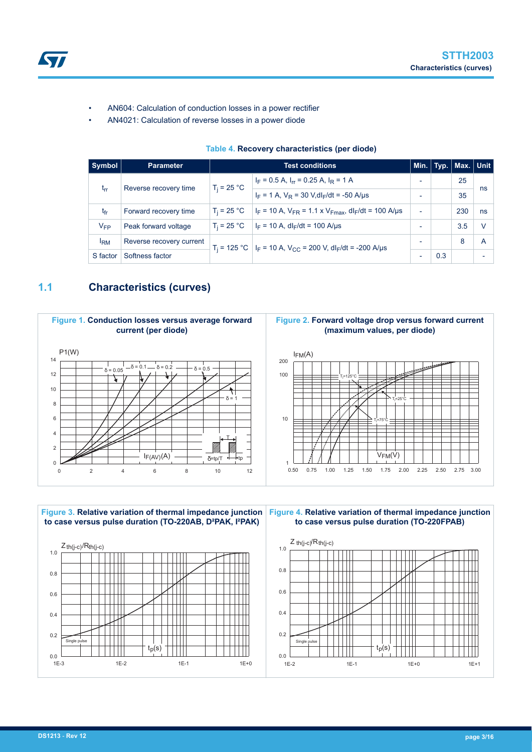- AN604: Calculation of conduction losses in a power rectifier
- AN4021: Calculation of reverse losses in a power diode

**Table 4. Recovery characteristics (per diode)**

| Symbol | Parameter | Test conditions | | Min. | Typ. | Max. | Unit |
|---|---|---|---|---|---|---|---|
| $t_{rr}$ | Reverse recovery time | $T_j$ = 25 °C | $I_F$ = 0.5 A, $I_{rr}$ = 0.25 A, $I_R$ = 1 A | - | | 25 | ns |
| | | | $I_F$ = 1 A, $V_R$ = 30 V, $dI_F/dt$ = -50 A/µs | - | | 35 | |
| $t_{fr}$ | Forward recovery time | $T_j$ = 25 °C | $I_F$ = 10 A, $V_{FR}$ = 1.1 x $V_{Fmax}$, $dI_F/dt$ = 100 A/µs | - | | 230 | ns |
| $V_{FP}$ | Peak forward voltage | $T_j$ = 25 °C | $I_F$ = 10 A, $dI_F/dt$ = 100 A/µs | - | | 3.5 | V |
| $I_{RM}$ | Reverse recovery current | $T_j$ = 125 °C | $I_F$ = 10 A, $V_{CC}$ = 200 V, $dI_F/dt$ = -200 A/µs | - | | 8 | A |
| S factor | Softness factor | | | - | 0.3 | | - |

## 1.1 Characteristics (curves)

**Figure 1.** Conduction losses versus average forward current (per diode)

**Figure 2.** Forward voltage drop versus forward current (maximum values, per diode)

**Figure 3.** Relative variation of thermal impedance junction to case versus pulse duration (TO-220AB, D²PAK, I²PAK)

**Figure 4.** Relative variation of thermal impedance junction to case versus pulse duration (TO-220FPAB)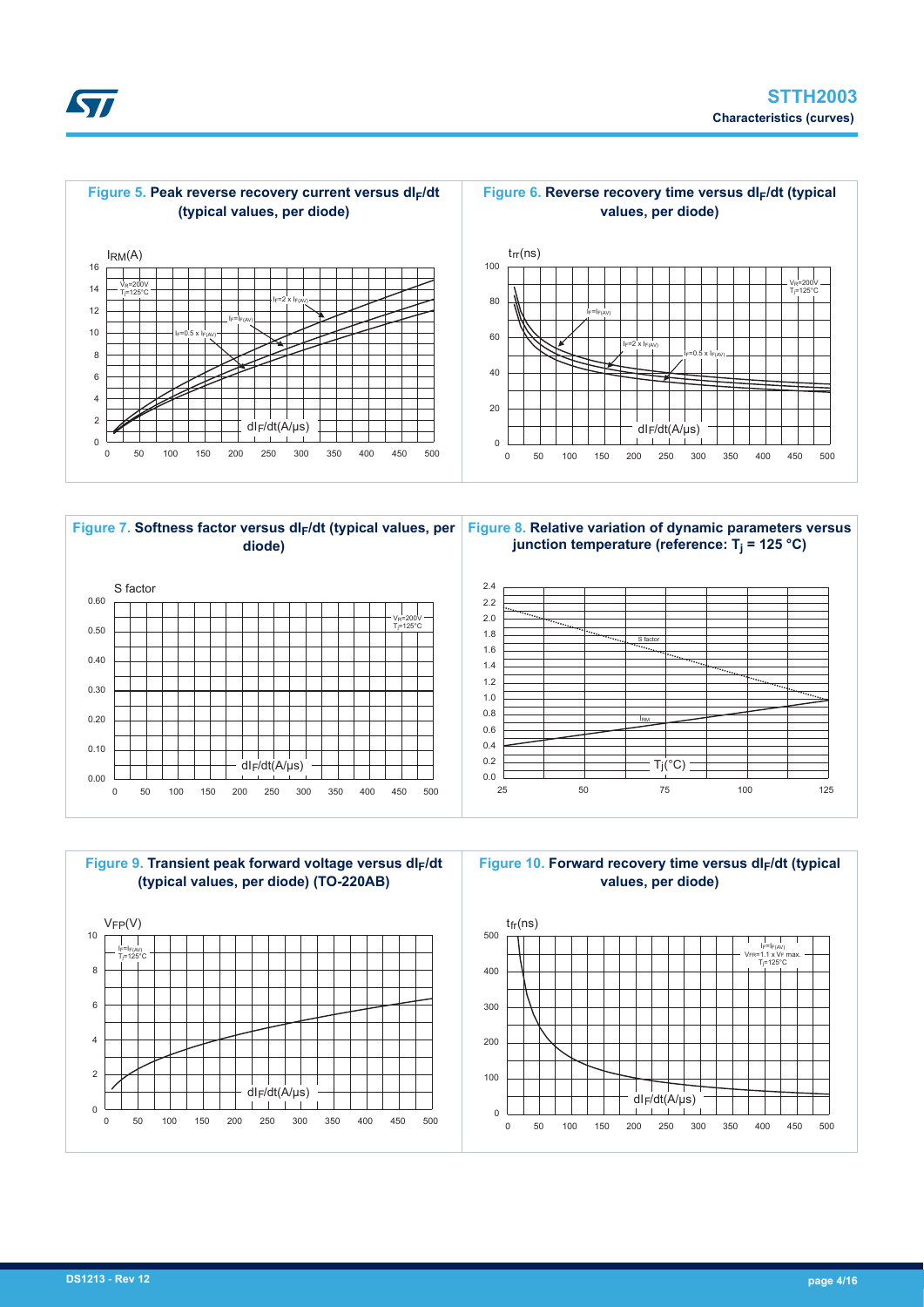**Figure 5. Peak reverse recovery current versus $dI_F/dt$ (typical values, per diode)**

$I_{RM}$(A)

$V_R$=200V, $T_j$=125°C

$I_F$=2 x $I_{F(AV)}$

$I_F$=$I_{F(AV)}$

$I_F$=0.5 x $I_{F(AV)}$

$dI_F/dt$(A/µs)

**Figure 6. Reverse recovery time versus $dI_F/dt$ (typical values, per diode)**

$t_{rr}$(ns)

$V_R$=200V, $T_j$=125°C

$I_F$=$I_{F(AV)}$

$I_F$=2 x $I_{F(AV)}$

$I_F$=0.5 x $I_{F(AV)}$

$dI_F/dt$(A/µs)

**Figure 7. Softness factor versus $dI_F/dt$ (typical values, per diode)**

S factor

$V_R$=200V, $T_j$=125°C

$dI_F/dt$(A/µs)

**Figure 8. Relative variation of dynamic parameters versus junction temperature (reference: $T_j$ = 125 °C)**

S factor

$I_{RM}$

$T_j$(°C)

**Figure 9. Transient peak forward voltage versus $dI_F/dt$ (typical values, per diode) (TO-220AB)**

$V_{FP}$(V)

$I_F$=$I_{F(AV)}$, $T_j$=125°C

$dI_F/dt$(A/µs)

**Figure 10. Forward recovery time versus $dI_F/dt$ (typical values, per diode)**

$t_{fr}$(ns)

$I_F$=$I_{F(AV)}$, $V_{FR}$=1.1 x $V_F$ max., $T_j$=125°C

$dI_F/dt$(A/µs)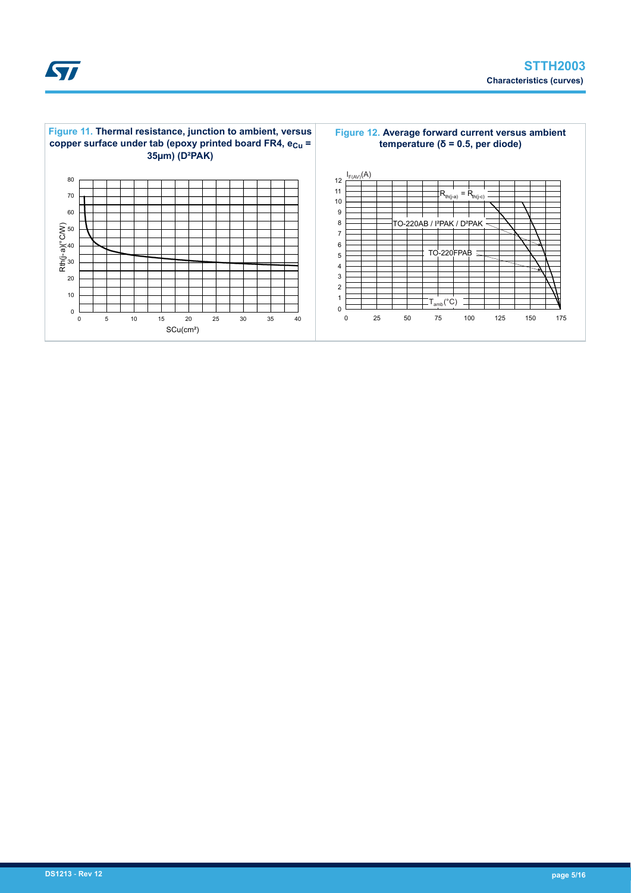Figure 11. Thermal resistance, junction to ambient, versus copper surface under tab (epoxy printed board FR4, $e_{Cu}$ = 35µm) (D²PAK)

Figure 12. Average forward current versus ambient temperature (δ = 0.5, per diode)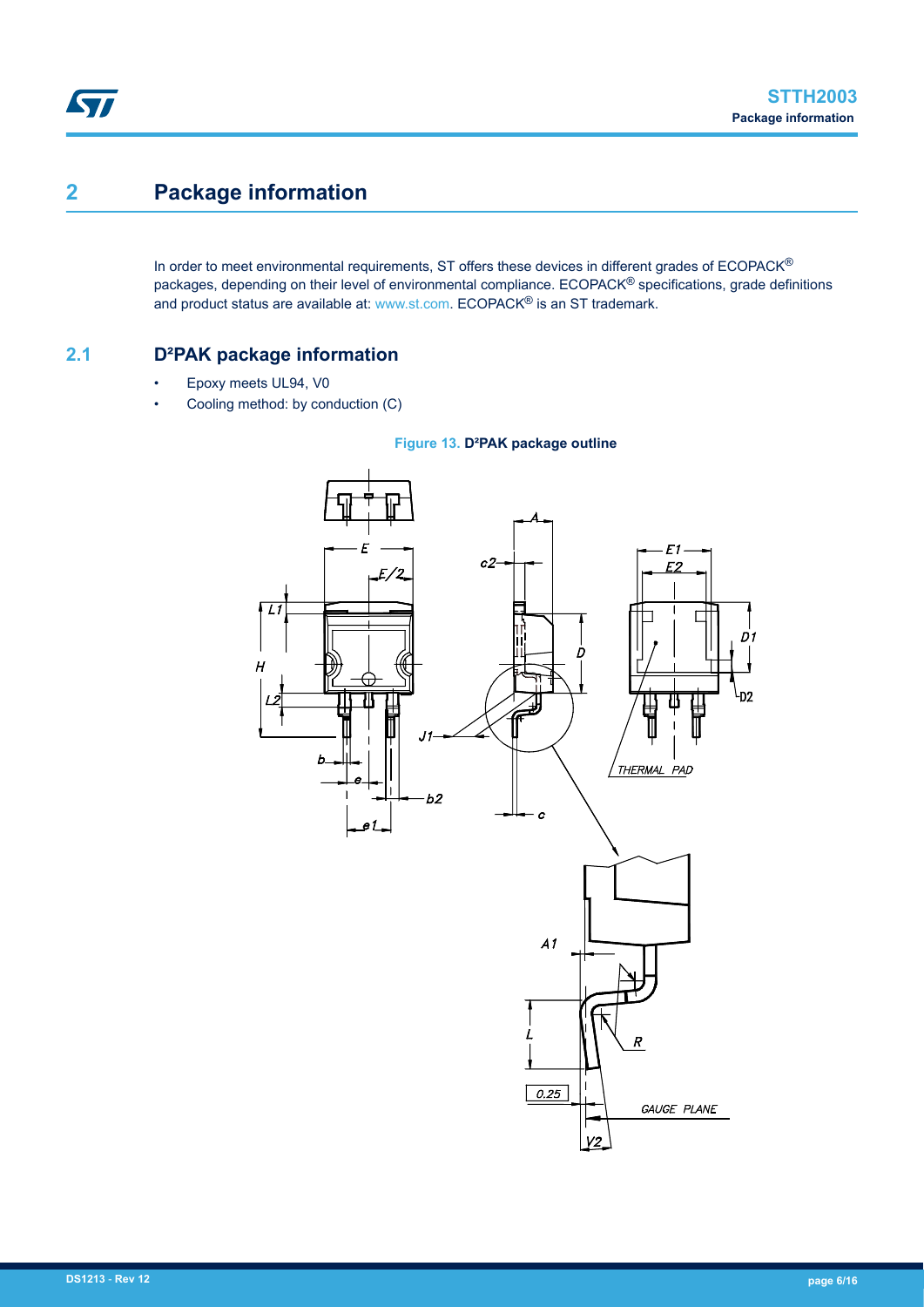# 2 Package information

In order to meet environmental requirements, ST offers these devices in different grades of ECOPACK® packages, depending on their level of environmental compliance. ECOPACK® specifications, grade definitions and product status are available at: www.st.com. ECOPACK® is an ST trademark.

## 2.1 D²PAK package information

- Epoxy meets UL94, V0
- Cooling method: by conduction (C)

**Figure 13. D²PAK package outline**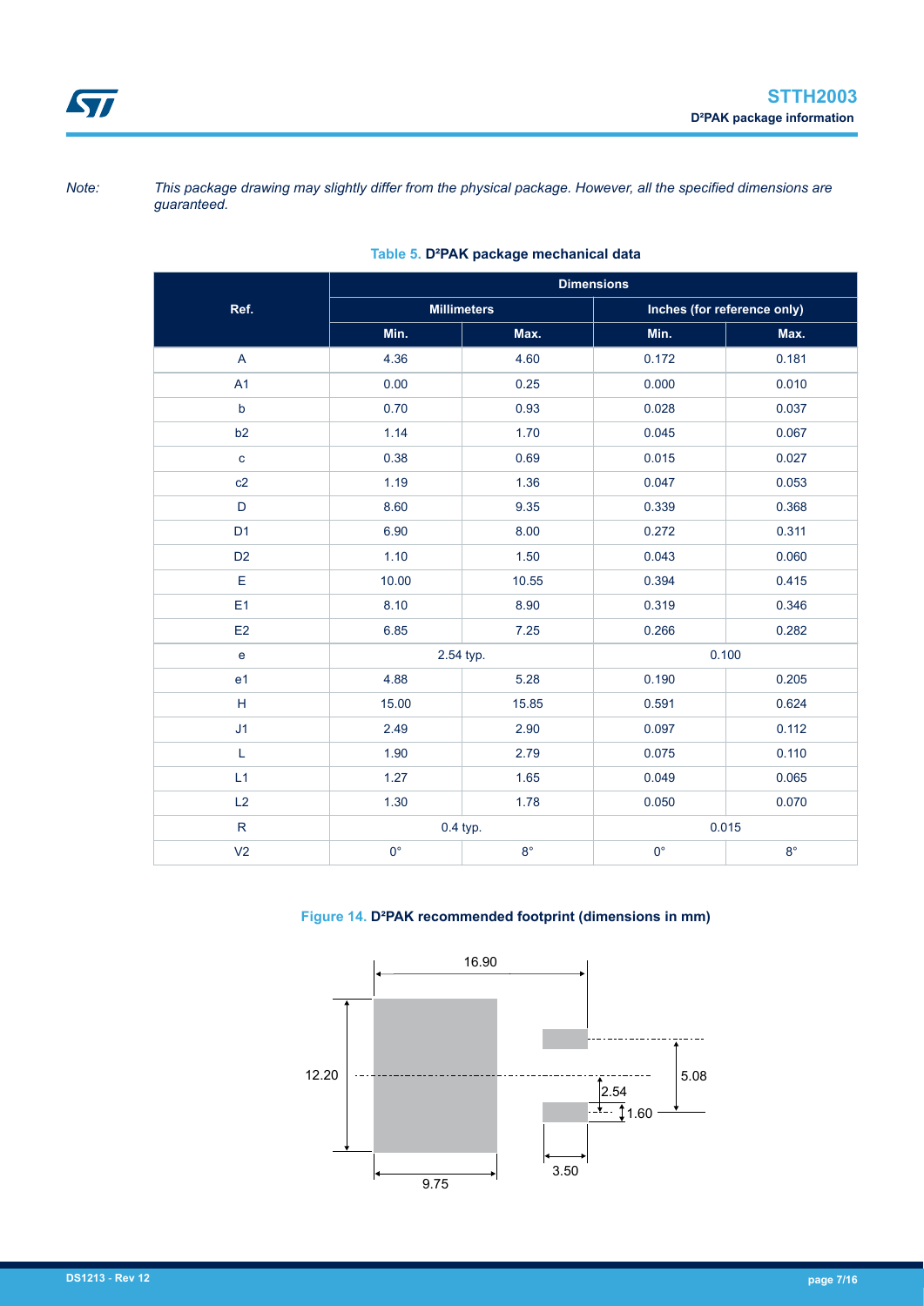*Note: This package drawing may slightly differ from the physical package. However, all the specified dimensions are guaranteed.*

**Table 5. D²PAK package mechanical data**

| Ref. | Dimensions | | | |
|---|---|---|---|---|
| | Millimeters | | Inches (for reference only) | |
| | Min. | Max. | Min. | Max. |
| A | 4.36 | 4.60 | 0.172 | 0.181 |
| A1 | 0.00 | 0.25 | 0.000 | 0.010 |
| b | 0.70 | 0.93 | 0.028 | 0.037 |
| b2 | 1.14 | 1.70 | 0.045 | 0.067 |
| c | 0.38 | 0.69 | 0.015 | 0.027 |
| c2 | 1.19 | 1.36 | 0.047 | 0.053 |
| D | 8.60 | 9.35 | 0.339 | 0.368 |
| D1 | 6.90 | 8.00 | 0.272 | 0.311 |
| D2 | 1.10 | 1.50 | 0.043 | 0.060 |
| E | 10.00 | 10.55 | 0.394 | 0.415 |
| E1 | 8.10 | 8.90 | 0.319 | 0.346 |
| E2 | 6.85 | 7.25 | 0.266 | 0.282 |
| e | 2.54 typ. | | 0.100 | |
| e1 | 4.88 | 5.28 | 0.190 | 0.205 |
| H | 15.00 | 15.85 | 0.591 | 0.624 |
| J1 | 2.49 | 2.90 | 0.097 | 0.112 |
| L | 1.90 | 2.79 | 0.075 | 0.110 |
| L1 | 1.27 | 1.65 | 0.049 | 0.065 |
| L2 | 1.30 | 1.78 | 0.050 | 0.070 |
| R | 0.4 typ. | | 0.015 | |
| V2 | 0° | 8° | 0° | 8° |

**Figure 14. D²PAK recommended footprint (dimensions in mm)**

16.90

12.20

5.08

2.54

1.60

3.50

9.75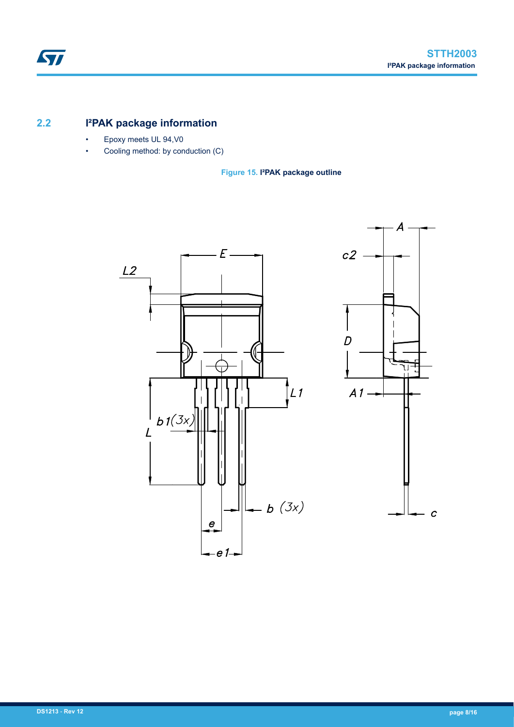## 2.2 I²PAK package information

- Epoxy meets UL 94,V0
- Cooling method: by conduction (C)

**Figure 15. I²PAK package outline**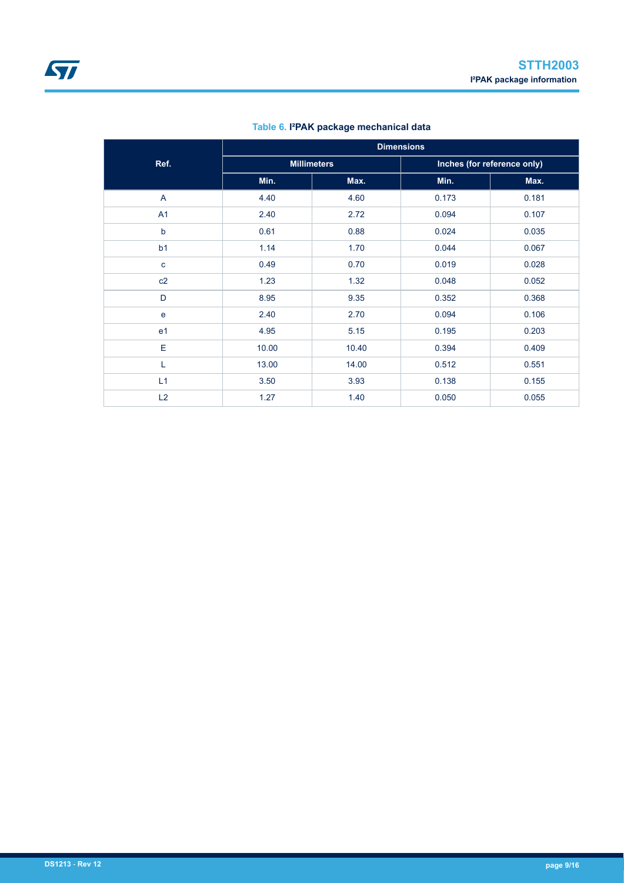**Table 6. I²PAK package mechanical data**

| Ref. | Dimensions | | | |
|---|---|---|---|---|
| | Millimeters | | Inches (for reference only) | |
| | Min. | Max. | Min. | Max. |
| A | 4.40 | 4.60 | 0.173 | 0.181 |
| A1 | 2.40 | 2.72 | 0.094 | 0.107 |
| b | 0.61 | 0.88 | 0.024 | 0.035 |
| b1 | 1.14 | 1.70 | 0.044 | 0.067 |
| c | 0.49 | 0.70 | 0.019 | 0.028 |
| c2 | 1.23 | 1.32 | 0.048 | 0.052 |
| D | 8.95 | 9.35 | 0.352 | 0.368 |
| e | 2.40 | 2.70 | 0.094 | 0.106 |
| e1 | 4.95 | 5.15 | 0.195 | 0.203 |
| E | 10.00 | 10.40 | 0.394 | 0.409 |
| L | 13.00 | 14.00 | 0.512 | 0.551 |
| L1 | 3.50 | 3.93 | 0.138 | 0.155 |
| L2 | 1.27 | 1.40 | 0.050 | 0.055 |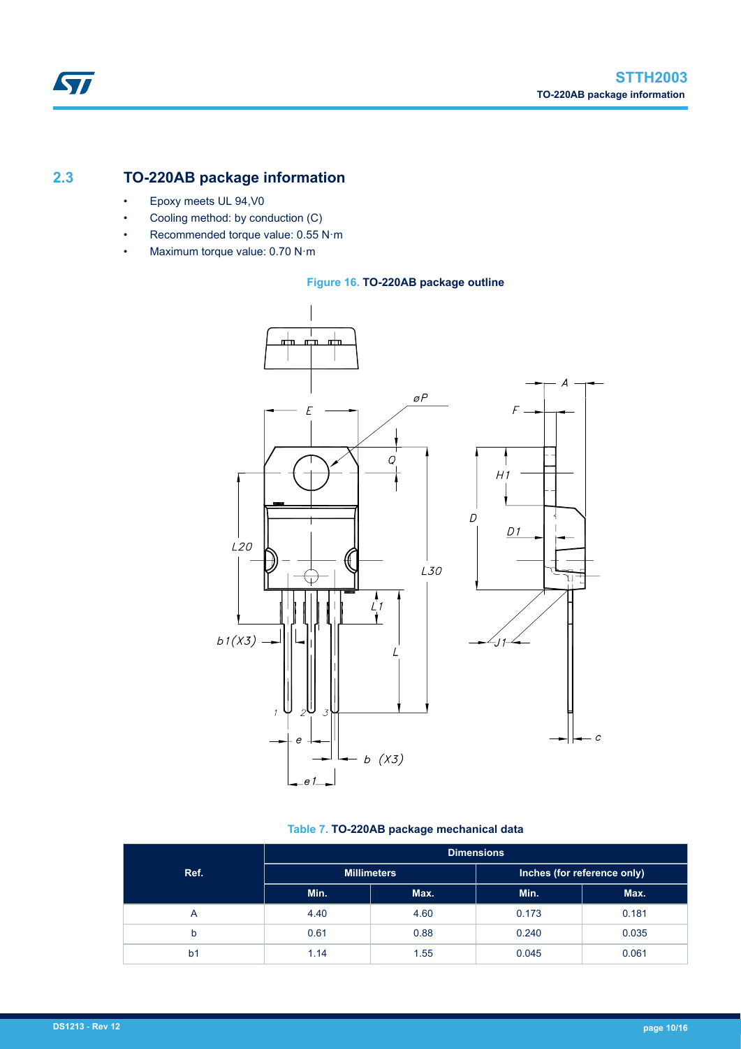## 2.3 TO-220AB package information

- Epoxy meets UL 94,V0
- Cooling method: by conduction (C)
- Recommended torque value: 0.55 N·m
- Maximum torque value: 0.70 N·m

**Figure 16. TO-220AB package outline**

**Table 7. TO-220AB package mechanical data**

| Ref. | Dimensions | | | |
|---|---|---|---|---|
| | Millimeters | | Inches (for reference only) | |
| | Min. | Max. | Min. | Max. |
| A | 4.40 | 4.60 | 0.173 | 0.181 |
| b | 0.61 | 0.88 | 0.240 | 0.035 |
| b1 | 1.14 | 1.55 | 0.045 | 0.061 |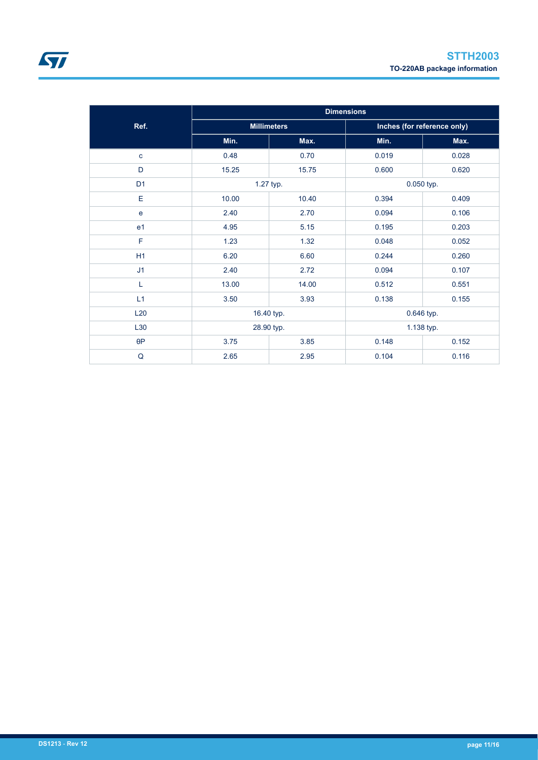| Ref. | Dimensions | | | |
|---|---|---|---|---|
| | Millimeters | | Inches (for reference only) | |
| | Min. | Max. | Min. | Max. |
| c | 0.48 | 0.70 | 0.019 | 0.028 |
| D | 15.25 | 15.75 | 0.600 | 0.620 |
| D1 | 1.27 typ. | | 0.050 typ. | |
| E | 10.00 | 10.40 | 0.394 | 0.409 |
| e | 2.40 | 2.70 | 0.094 | 0.106 |
| e1 | 4.95 | 5.15 | 0.195 | 0.203 |
| F | 1.23 | 1.32 | 0.048 | 0.052 |
| H1 | 6.20 | 6.60 | 0.244 | 0.260 |
| J1 | 2.40 | 2.72 | 0.094 | 0.107 |
| L | 13.00 | 14.00 | 0.512 | 0.551 |
| L1 | 3.50 | 3.93 | 0.138 | 0.155 |
| L20 | 16.40 typ. | | 0.646 typ. | |
| L30 | 28.90 typ. | | 1.138 typ. | |
| θP | 3.75 | 3.85 | 0.148 | 0.152 |
| Q | 2.65 | 2.95 | 0.104 | 0.116 |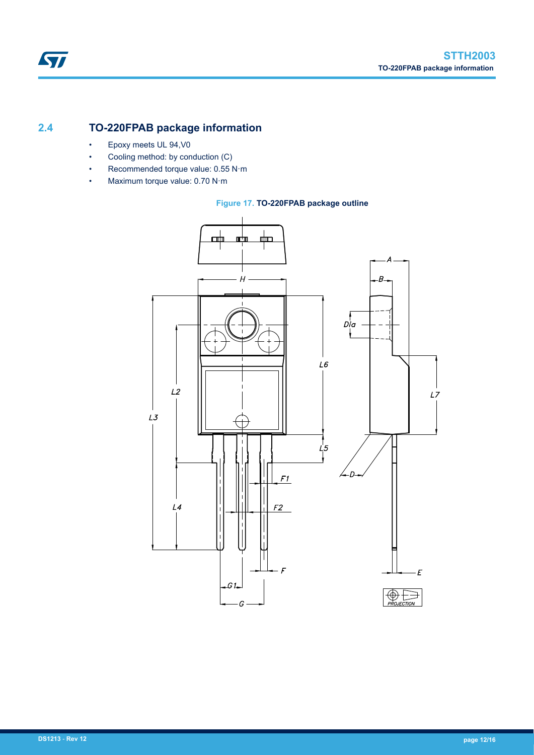## 2.4 TO-220FPAB package information

- Epoxy meets UL 94,V0
- Cooling method: by conduction (C)
- Recommended torque value: 0.55 N·m
- Maximum torque value: 0.70 N·m

**Figure 17. TO-220FPAB package outline**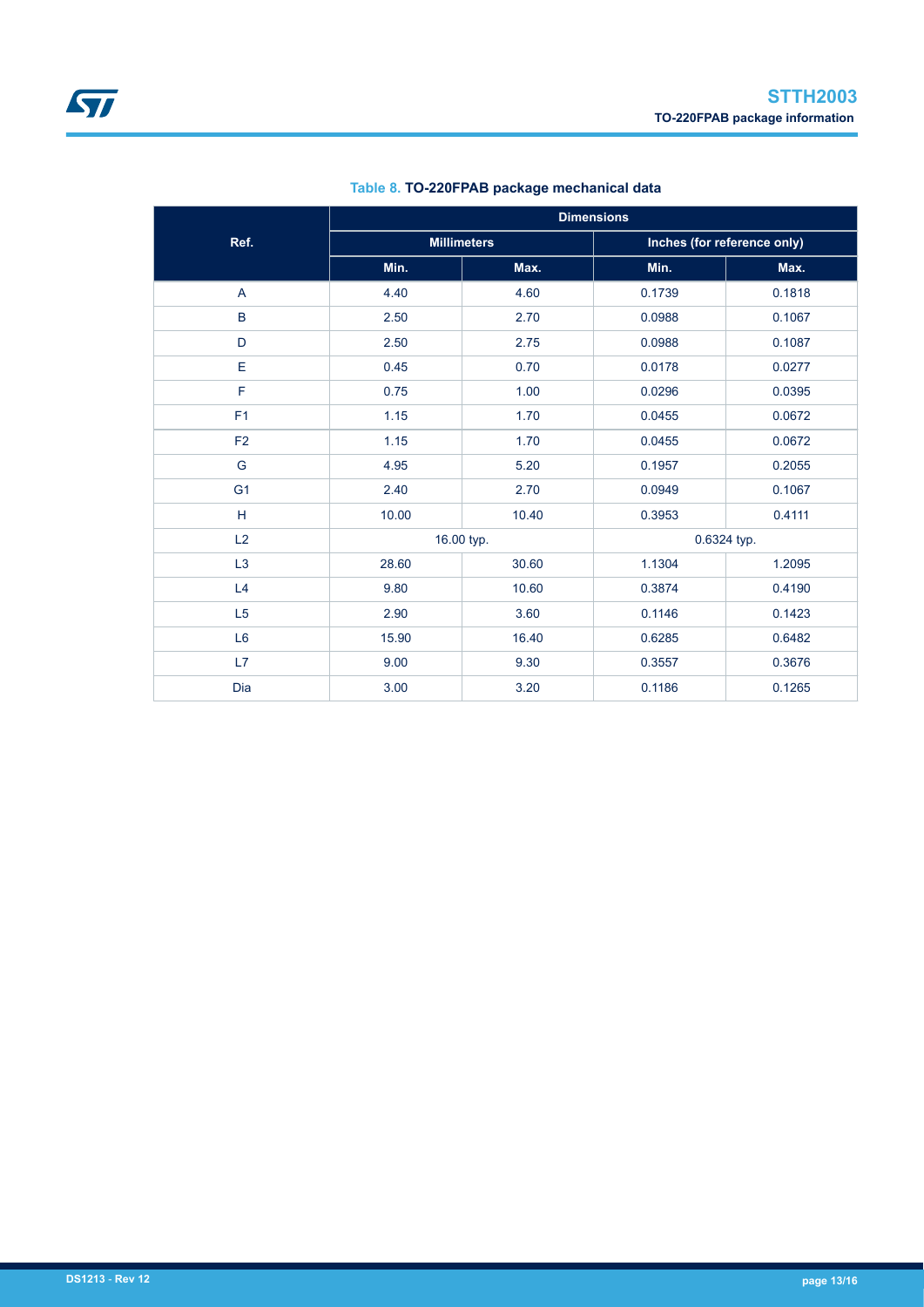**Table 8. TO-220FPAB package mechanical data**

| Ref. | Dimensions | | | |
|---|---|---|---|---|
| | Millimeters | | Inches (for reference only) | |
| | Min. | Max. | Min. | Max. |
| A | 4.40 | 4.60 | 0.1739 | 0.1818 |
| B | 2.50 | 2.70 | 0.0988 | 0.1067 |
| D | 2.50 | 2.75 | 0.0988 | 0.1087 |
| E | 0.45 | 0.70 | 0.0178 | 0.0277 |
| F | 0.75 | 1.00 | 0.0296 | 0.0395 |
| F1 | 1.15 | 1.70 | 0.0455 | 0.0672 |
| F2 | 1.15 | 1.70 | 0.0455 | 0.0672 |
| G | 4.95 | 5.20 | 0.1957 | 0.2055 |
| G1 | 2.40 | 2.70 | 0.0949 | 0.1067 |
| H | 10.00 | 10.40 | 0.3953 | 0.4111 |
| L2 | 16.00 typ. | | 0.6324 typ. | |
| L3 | 28.60 | 30.60 | 1.1304 | 1.2095 |
| L4 | 9.80 | 10.60 | 0.3874 | 0.4190 |
| L5 | 2.90 | 3.60 | 0.1146 | 0.1423 |
| L6 | 15.90 | 16.40 | 0.6285 | 0.6482 |
| L7 | 9.00 | 9.30 | 0.3557 | 0.3676 |
| Dia | 3.00 | 3.20 | 0.1186 | 0.1265 |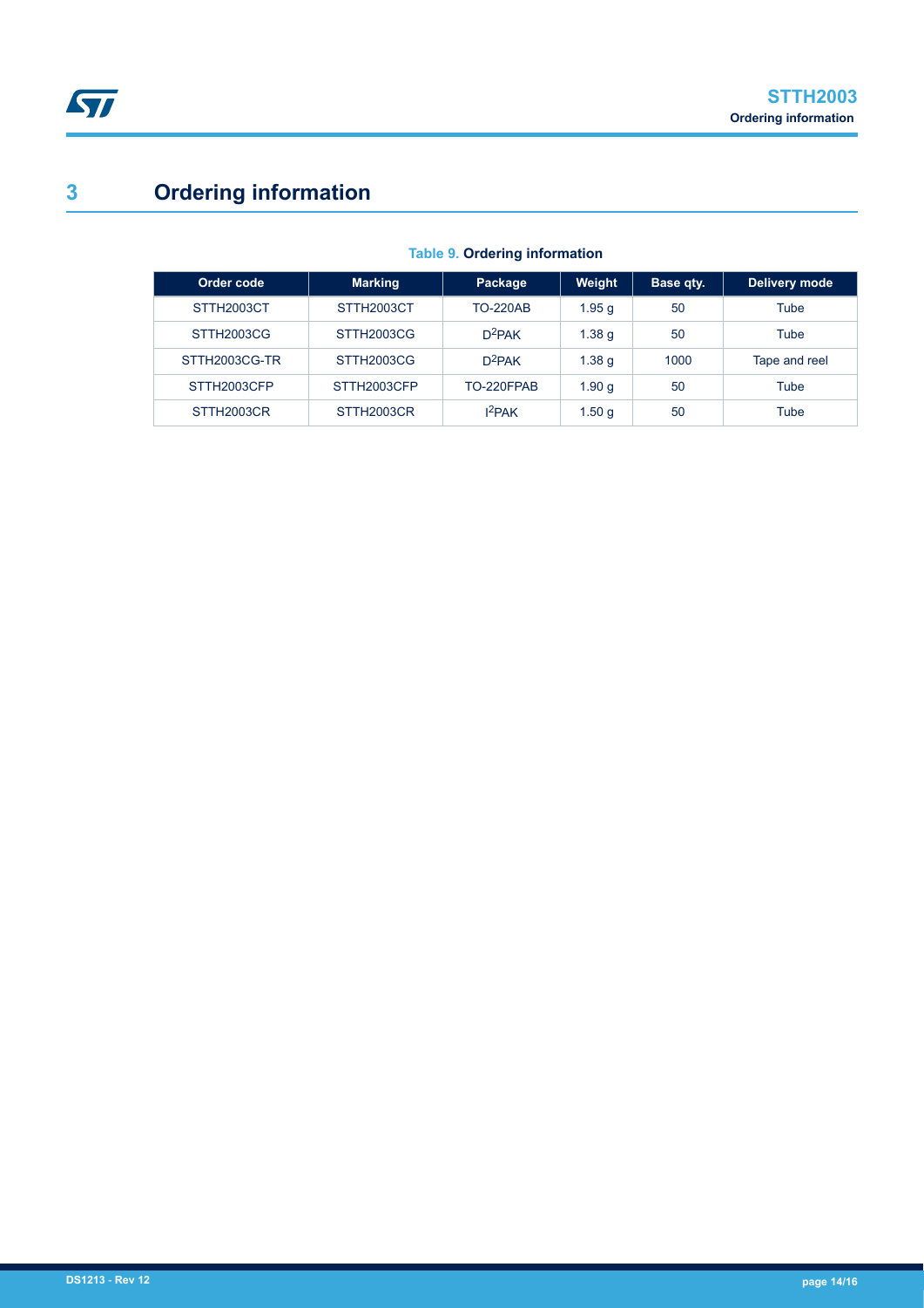# 3 Ordering information

**Table 9. Ordering information**

| Order code | Marking | Package | Weight | Base qty. | Delivery mode |
| --- | --- | --- | --- | --- | --- |
| STTH2003CT | STTH2003CT | TO-220AB | 1.95 g | 50 | Tube |
| STTH2003CG | STTH2003CG | $D^2PAK$ | 1.38 g | 50 | Tube |
| STTH2003CG-TR | STTH2003CG | $D^2PAK$ | 1.38 g | 1000 | Tape and reel |
| STTH2003CFP | STTH2003CFP | TO-220FPAB | 1.90 g | 50 | Tube |
| STTH2003CR | STTH2003CR | $I^2PAK$ | 1.50 g | 50 | Tube |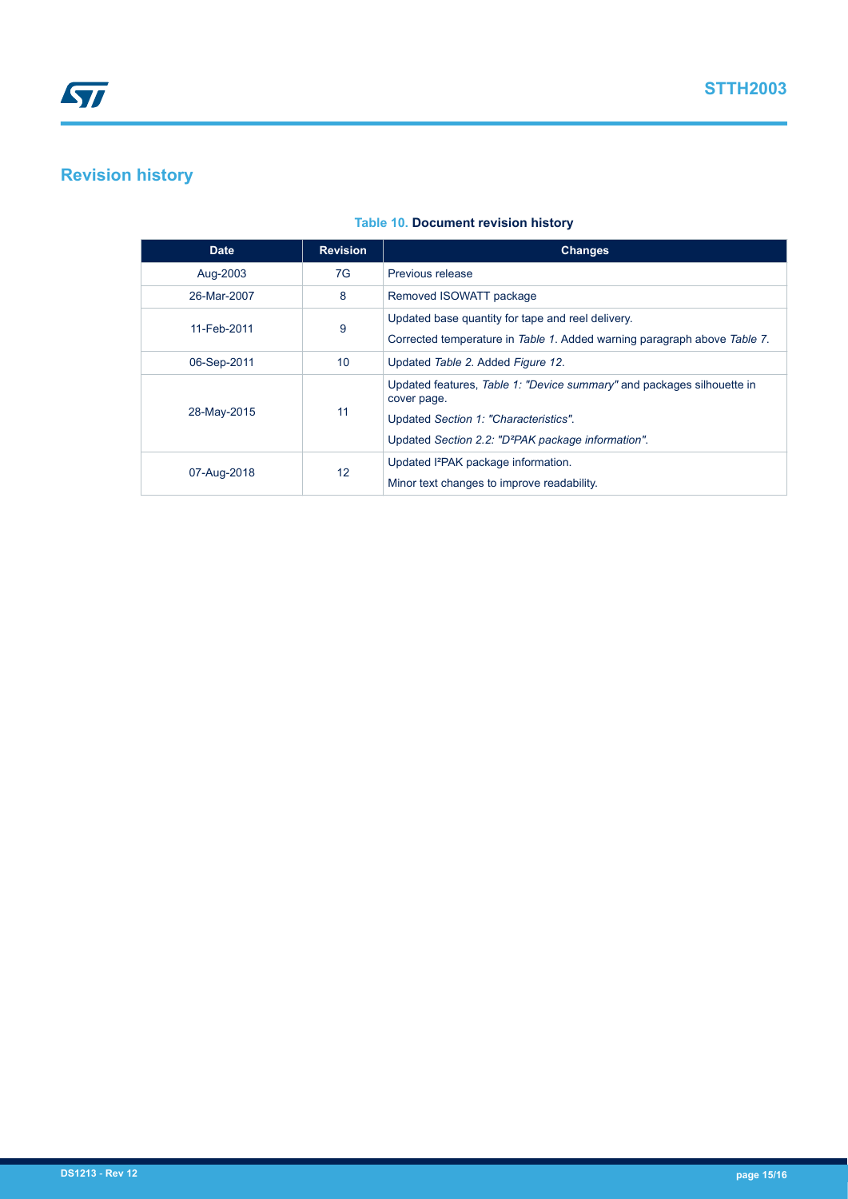## Revision history

**Table 10. Document revision history**

| Date | Revision | Changes |
|---|---|---|
| Aug-2003 | 7G | Previous release |
| 26-Mar-2007 | 8 | Removed ISOWATT package |
| 11-Feb-2011 | 9 | Updated base quantity for tape and reel delivery.<br>Corrected temperature in *Table 1*. Added warning paragraph above *Table 7*. |
| 06-Sep-2011 | 10 | Updated *Table 2*. Added *Figure 12*. |
| 28-May-2015 | 11 | Updated features, *Table 1: "Device summary"* and packages silhouette in cover page.<br>Updated *Section 1: "Characteristics"*.<br>Updated *Section 2.2: "D²PAK package information"*. |
| 07-Aug-2018 | 12 | Updated I²PAK package information.<br>Minor text changes to improve readability. |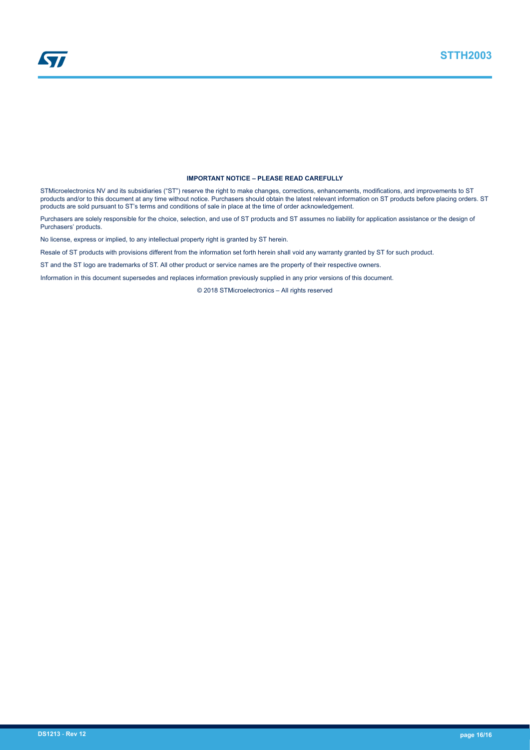**IMPORTANT NOTICE – PLEASE READ CAREFULLY**

STMicroelectronics NV and its subsidiaries (“ST”) reserve the right to make changes, corrections, enhancements, modifications, and improvements to ST products and/or to this document at any time without notice. Purchasers should obtain the latest relevant information on ST products before placing orders. ST products are sold pursuant to ST’s terms and conditions of sale in place at the time of order acknowledgement.

Purchasers are solely responsible for the choice, selection, and use of ST products and ST assumes no liability for application assistance or the design of Purchasers’ products.

No license, express or implied, to any intellectual property right is granted by ST herein.

Resale of ST products with provisions different from the information set forth herein shall void any warranty granted by ST for such product.

ST and the ST logo are trademarks of ST. All other product or service names are the property of their respective owners.

Information in this document supersedes and replaces information previously supplied in any prior versions of this document.

© 2018 STMicroelectronics – All rights reserved